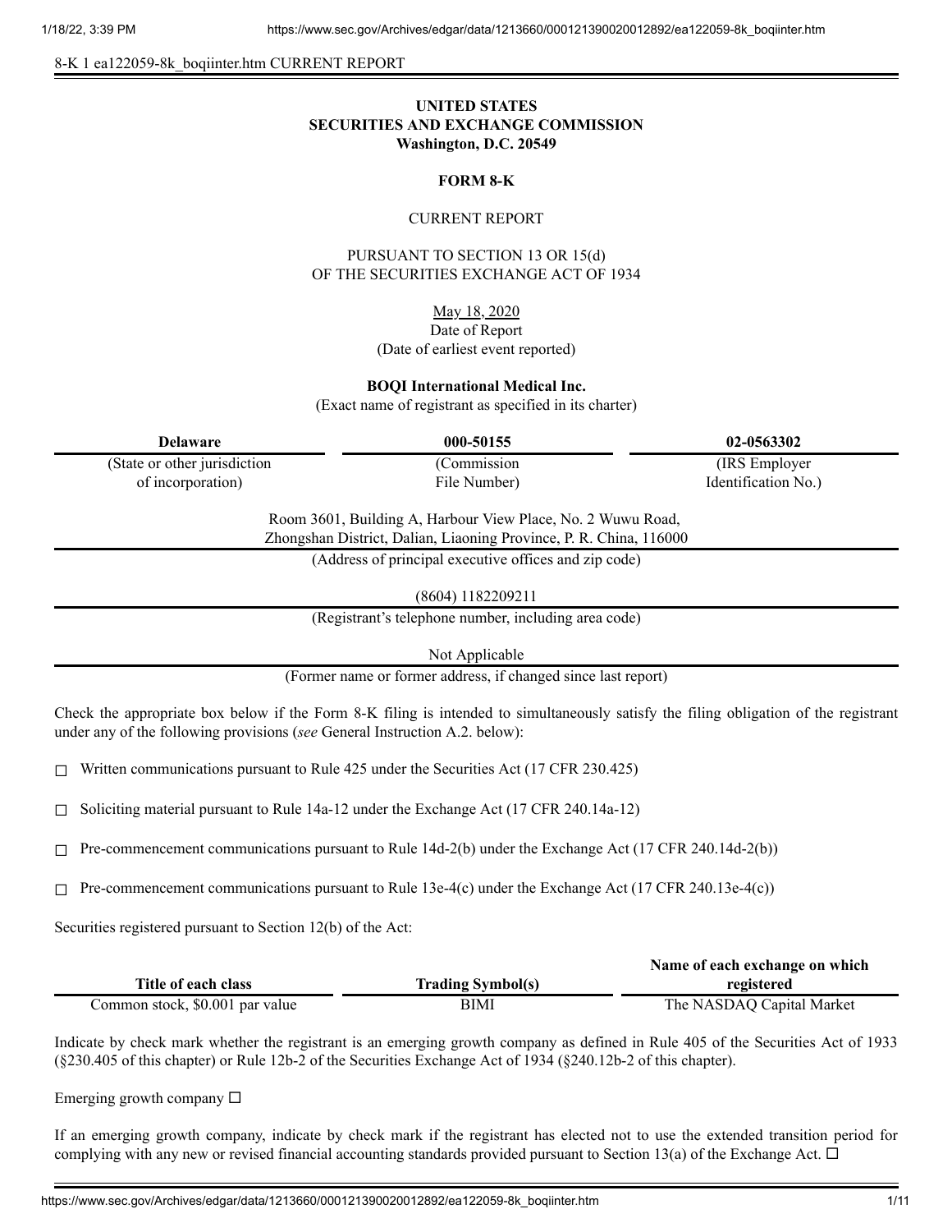8-K 1 ea122059-8k_boqiinter.htm CURRENT REPORT

**UNITED STATES**
**SECURITIES AND EXCHANGE COMMISSION**
**Washington, D.C. 20549**

**FORM 8-K**

CURRENT REPORT

PURSUANT TO SECTION 13 OR 15(d)
OF THE SECURITIES EXCHANGE ACT OF 1934

May 18, 2020
Date of Report
(Date of earliest event reported)

**BOQI International Medical Inc.**
(Exact name of registrant as specified in its charter)

| **Delaware** | **000-50155** | **02-0563302** |
|---|---|---|
| (State or other jurisdiction of incorporation) | (Commission File Number) | (IRS Employer Identification No.) |

Room 3601, Building A, Harbour View Place, No. 2 Wuwu Road,
Zhongshan District, Dalian, Liaoning Province, P. R. China, 116000
(Address of principal executive offices and zip code)

(8604) 1182209211
(Registrant's telephone number, including area code)

Not Applicable
(Former name or former address, if changed since last report)

Check the appropriate box below if the Form 8-K filing is intended to simultaneously satisfy the filing obligation of the registrant under any of the following provisions (*see* General Instruction A.2. below):

☐ Written communications pursuant to Rule 425 under the Securities Act (17 CFR 230.425)

☐ Soliciting material pursuant to Rule 14a-12 under the Exchange Act (17 CFR 240.14a-12)

☐ Pre-commencement communications pursuant to Rule 14d-2(b) under the Exchange Act (17 CFR 240.14d-2(b))

☐ Pre-commencement communications pursuant to Rule 13e-4(c) under the Exchange Act (17 CFR 240.13e-4(c))

Securities registered pursuant to Section 12(b) of the Act:

| **Title of each class** | **Trading Symbol(s)** | **Name of each exchange on which registered** |
|---|---|---|
| Common stock, $0.001 par value | BIMI | The NASDAQ Capital Market |

Indicate by check mark whether the registrant is an emerging growth company as defined in Rule 405 of the Securities Act of 1933 (§230.405 of this chapter) or Rule 12b-2 of the Securities Exchange Act of 1934 (§240.12b-2 of this chapter).

Emerging growth company ☐

If an emerging growth company, indicate by check mark if the registrant has elected not to use the extended transition period for complying with any new or revised financial accounting standards provided pursuant to Section 13(a) of the Exchange Act. ☐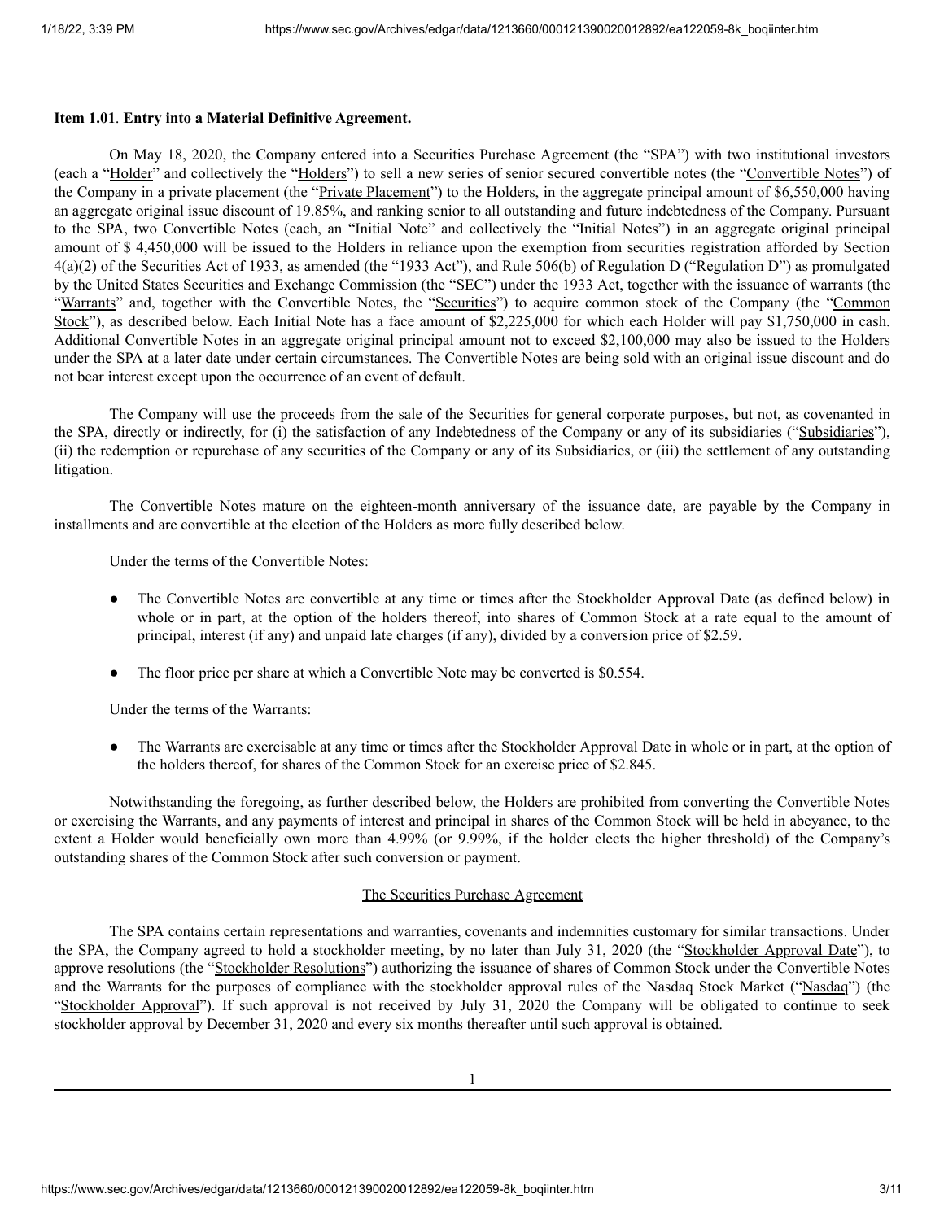**Item 1.01**. **Entry into a Material Definitive Agreement.**

On May 18, 2020, the Company entered into a Securities Purchase Agreement (the "SPA") with two institutional investors (each a "Holder" and collectively the "Holders") to sell a new series of senior secured convertible notes (the "Convertible Notes") of the Company in a private placement (the "Private Placement") to the Holders, in the aggregate principal amount of $6,550,000 having an aggregate original issue discount of 19.85%, and ranking senior to all outstanding and future indebtedness of the Company. Pursuant to the SPA, two Convertible Notes (each, an "Initial Note" and collectively the "Initial Notes") in an aggregate original principal amount of $ 4,450,000 will be issued to the Holders in reliance upon the exemption from securities registration afforded by Section 4(a)(2) of the Securities Act of 1933, as amended (the "1933 Act"), and Rule 506(b) of Regulation D ("Regulation D") as promulgated by the United States Securities and Exchange Commission (the "SEC") under the 1933 Act, together with the issuance of warrants (the "Warrants" and, together with the Convertible Notes, the "Securities") to acquire common stock of the Company (the "Common Stock"), as described below. Each Initial Note has a face amount of $2,225,000 for which each Holder will pay $1,750,000 in cash. Additional Convertible Notes in an aggregate original principal amount not to exceed $2,100,000 may also be issued to the Holders under the SPA at a later date under certain circumstances. The Convertible Notes are being sold with an original issue discount and do not bear interest except upon the occurrence of an event of default.

The Company will use the proceeds from the sale of the Securities for general corporate purposes, but not, as covenanted in the SPA, directly or indirectly, for (i) the satisfaction of any Indebtedness of the Company or any of its subsidiaries ("Subsidiaries"), (ii) the redemption or repurchase of any securities of the Company or any of its Subsidiaries, or (iii) the settlement of any outstanding litigation.

The Convertible Notes mature on the eighteen-month anniversary of the issuance date, are payable by the Company in installments and are convertible at the election of the Holders as more fully described below.

Under the terms of the Convertible Notes:

- The Convertible Notes are convertible at any time or times after the Stockholder Approval Date (as defined below) in whole or in part, at the option of the holders thereof, into shares of Common Stock at a rate equal to the amount of principal, interest (if any) and unpaid late charges (if any), divided by a conversion price of $2.59.
- The floor price per share at which a Convertible Note may be converted is $0.554.

Under the terms of the Warrants:

- The Warrants are exercisable at any time or times after the Stockholder Approval Date in whole or in part, at the option of the holders thereof, for shares of the Common Stock for an exercise price of $2.845.

Notwithstanding the foregoing, as further described below, the Holders are prohibited from converting the Convertible Notes or exercising the Warrants, and any payments of interest and principal in shares of the Common Stock will be held in abeyance, to the extent a Holder would beneficially own more than 4.99% (or 9.99%, if the holder elects the higher threshold) of the Company's outstanding shares of the Common Stock after such conversion or payment.

## The Securities Purchase Agreement

The SPA contains certain representations and warranties, covenants and indemnities customary for similar transactions. Under the SPA, the Company agreed to hold a stockholder meeting, by no later than July 31, 2020 (the "Stockholder Approval Date"), to approve resolutions (the "Stockholder Resolutions") authorizing the issuance of shares of Common Stock under the Convertible Notes and the Warrants for the purposes of compliance with the stockholder approval rules of the Nasdaq Stock Market ("Nasdaq") (the "Stockholder Approval"). If such approval is not received by July 31, 2020 the Company will be obligated to continue to seek stockholder approval by December 31, 2020 and every six months thereafter until such approval is obtained.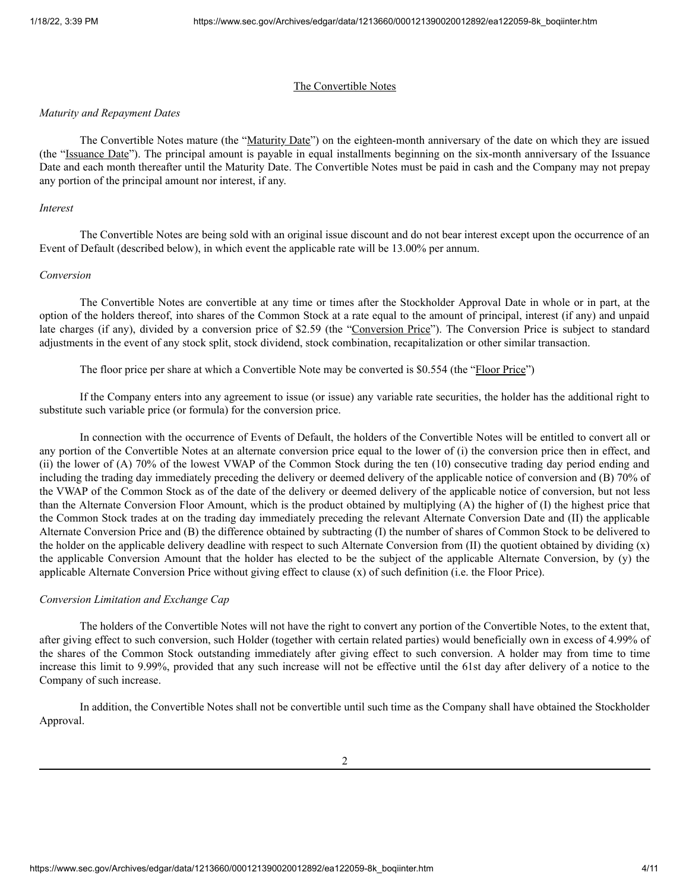## The Convertible Notes

*Maturity and Repayment Dates*

The Convertible Notes mature (the "Maturity Date") on the eighteen-month anniversary of the date on which they are issued (the "Issuance Date"). The principal amount is payable in equal installments beginning on the six-month anniversary of the Issuance Date and each month thereafter until the Maturity Date. The Convertible Notes must be paid in cash and the Company may not prepay any portion of the principal amount nor interest, if any.

*Interest*

The Convertible Notes are being sold with an original issue discount and do not bear interest except upon the occurrence of an Event of Default (described below), in which event the applicable rate will be 13.00% per annum.

*Conversion*

The Convertible Notes are convertible at any time or times after the Stockholder Approval Date in whole or in part, at the option of the holders thereof, into shares of the Common Stock at a rate equal to the amount of principal, interest (if any) and unpaid late charges (if any), divided by a conversion price of $2.59 (the "Conversion Price"). The Conversion Price is subject to standard adjustments in the event of any stock split, stock dividend, stock combination, recapitalization or other similar transaction.

The floor price per share at which a Convertible Note may be converted is $0.554 (the "Floor Price")

If the Company enters into any agreement to issue (or issue) any variable rate securities, the holder has the additional right to substitute such variable price (or formula) for the conversion price.

In connection with the occurrence of Events of Default, the holders of the Convertible Notes will be entitled to convert all or any portion of the Convertible Notes at an alternate conversion price equal to the lower of (i) the conversion price then in effect, and (ii) the lower of (A) 70% of the lowest VWAP of the Common Stock during the ten (10) consecutive trading day period ending and including the trading day immediately preceding the delivery or deemed delivery of the applicable notice of conversion and (B) 70% of the VWAP of the Common Stock as of the date of the delivery or deemed delivery of the applicable notice of conversion, but not less than the Alternate Conversion Floor Amount, which is the product obtained by multiplying (A) the higher of (I) the highest price that the Common Stock trades at on the trading day immediately preceding the relevant Alternate Conversion Date and (II) the applicable Alternate Conversion Price and (B) the difference obtained by subtracting (I) the number of shares of Common Stock to be delivered to the holder on the applicable delivery deadline with respect to such Alternate Conversion from (II) the quotient obtained by dividing (x) the applicable Conversion Amount that the holder has elected to be the subject of the applicable Alternate Conversion, by (y) the applicable Alternate Conversion Price without giving effect to clause (x) of such definition (i.e. the Floor Price).

*Conversion Limitation and Exchange Cap*

The holders of the Convertible Notes will not have the right to convert any portion of the Convertible Notes, to the extent that, after giving effect to such conversion, such Holder (together with certain related parties) would beneficially own in excess of 4.99% of the shares of the Common Stock outstanding immediately after giving effect to such conversion. A holder may from time to time increase this limit to 9.99%, provided that any such increase will not be effective until the 61st day after delivery of a notice to the Company of such increase.

In addition, the Convertible Notes shall not be convertible until such time as the Company shall have obtained the Stockholder Approval.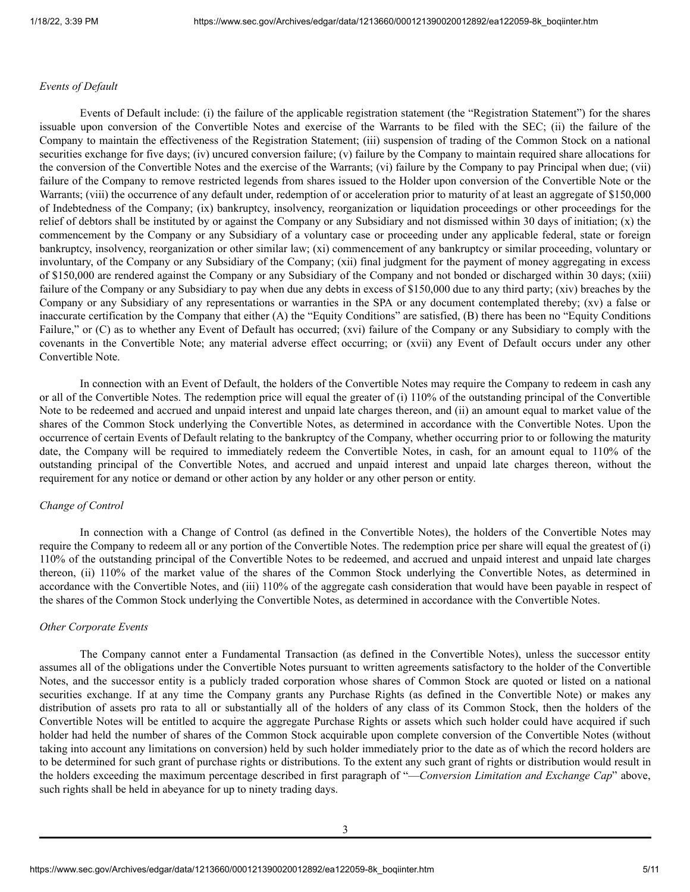*Events of Default*

Events of Default include: (i) the failure of the applicable registration statement (the "Registration Statement") for the shares issuable upon conversion of the Convertible Notes and exercise of the Warrants to be filed with the SEC; (ii) the failure of the Company to maintain the effectiveness of the Registration Statement; (iii) suspension of trading of the Common Stock on a national securities exchange for five days; (iv) uncured conversion failure; (v) failure by the Company to maintain required share allocations for the conversion of the Convertible Notes and the exercise of the Warrants; (vi) failure by the Company to pay Principal when due; (vii) failure of the Company to remove restricted legends from shares issued to the Holder upon conversion of the Convertible Note or the Warrants; (viii) the occurrence of any default under, redemption of or acceleration prior to maturity of at least an aggregate of $150,000 of Indebtedness of the Company; (ix) bankruptcy, insolvency, reorganization or liquidation proceedings or other proceedings for the relief of debtors shall be instituted by or against the Company or any Subsidiary and not dismissed within 30 days of initiation; (x) the commencement by the Company or any Subsidiary of a voluntary case or proceeding under any applicable federal, state or foreign bankruptcy, insolvency, reorganization or other similar law; (xi) commencement of any bankruptcy or similar proceeding, voluntary or involuntary, of the Company or any Subsidiary of the Company; (xii) final judgment for the payment of money aggregating in excess of $150,000 are rendered against the Company or any Subsidiary of the Company and not bonded or discharged within 30 days; (xiii) failure of the Company or any Subsidiary to pay when due any debts in excess of $150,000 due to any third party; (xiv) breaches by the Company or any Subsidiary of any representations or warranties in the SPA or any document contemplated thereby; (xv) a false or inaccurate certification by the Company that either (A) the "Equity Conditions" are satisfied, (B) there has been no "Equity Conditions Failure," or (C) as to whether any Event of Default has occurred; (xvi) failure of the Company or any Subsidiary to comply with the covenants in the Convertible Note; any material adverse effect occurring; or (xvii) any Event of Default occurs under any other Convertible Note.

In connection with an Event of Default, the holders of the Convertible Notes may require the Company to redeem in cash any or all of the Convertible Notes. The redemption price will equal the greater of (i) 110% of the outstanding principal of the Convertible Note to be redeemed and accrued and unpaid interest and unpaid late charges thereon, and (ii) an amount equal to market value of the shares of the Common Stock underlying the Convertible Notes, as determined in accordance with the Convertible Notes. Upon the occurrence of certain Events of Default relating to the bankruptcy of the Company, whether occurring prior to or following the maturity date, the Company will be required to immediately redeem the Convertible Notes, in cash, for an amount equal to 110% of the outstanding principal of the Convertible Notes, and accrued and unpaid interest and unpaid late charges thereon, without the requirement for any notice or demand or other action by any holder or any other person or entity.

*Change of Control*

In connection with a Change of Control (as defined in the Convertible Notes), the holders of the Convertible Notes may require the Company to redeem all or any portion of the Convertible Notes. The redemption price per share will equal the greatest of (i) 110% of the outstanding principal of the Convertible Notes to be redeemed, and accrued and unpaid interest and unpaid late charges thereon, (ii) 110% of the market value of the shares of the Common Stock underlying the Convertible Notes, as determined in accordance with the Convertible Notes, and (iii) 110% of the aggregate cash consideration that would have been payable in respect of the shares of the Common Stock underlying the Convertible Notes, as determined in accordance with the Convertible Notes.

*Other Corporate Events*

The Company cannot enter a Fundamental Transaction (as defined in the Convertible Notes), unless the successor entity assumes all of the obligations under the Convertible Notes pursuant to written agreements satisfactory to the holder of the Convertible Notes, and the successor entity is a publicly traded corporation whose shares of Common Stock are quoted or listed on a national securities exchange. If at any time the Company grants any Purchase Rights (as defined in the Convertible Note) or makes any distribution of assets pro rata to all or substantially all of the holders of any class of its Common Stock, then the holders of the Convertible Notes will be entitled to acquire the aggregate Purchase Rights or assets which such holder could have acquired if such holder had held the number of shares of the Common Stock acquirable upon complete conversion of the Convertible Notes (without taking into account any limitations on conversion) held by such holder immediately prior to the date as of which the record holders are to be determined for such grant of purchase rights or distributions. To the extent any such grant of rights or distribution would result in the holders exceeding the maximum percentage described in first paragraph of "—*Conversion Limitation and Exchange Cap*" above, such rights shall be held in abeyance for up to ninety trading days.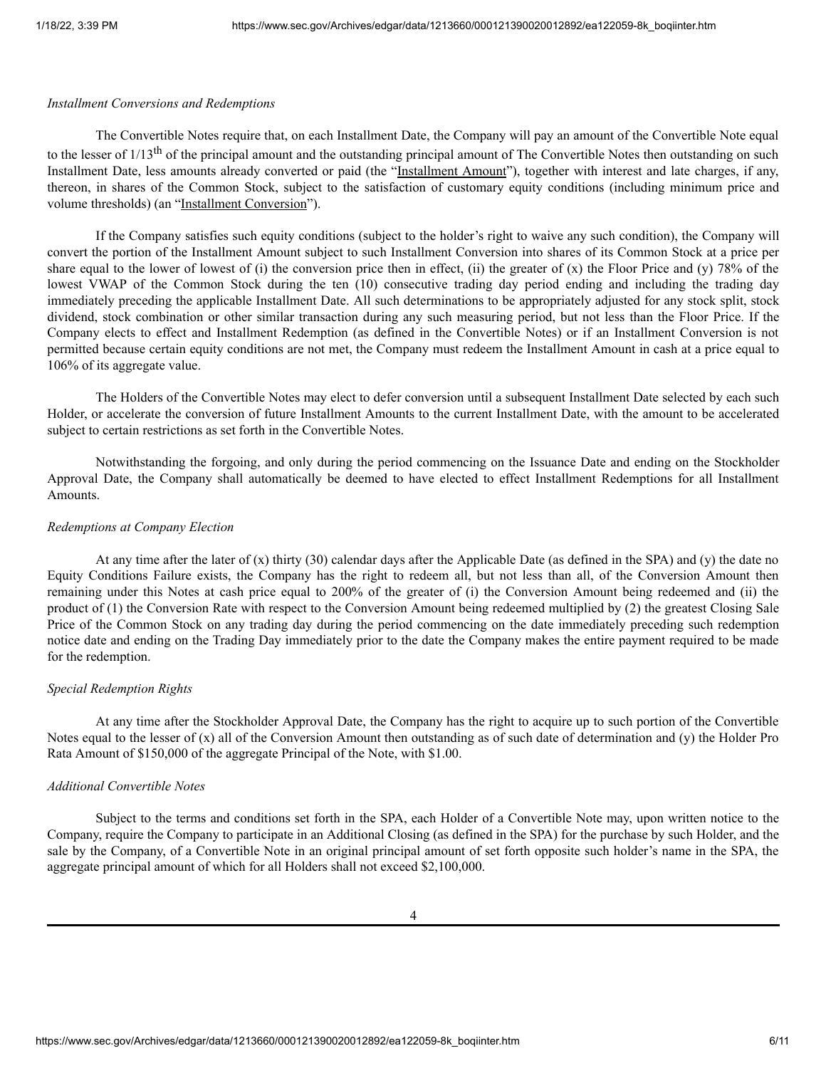*Installment Conversions and Redemptions*

The Convertible Notes require that, on each Installment Date, the Company will pay an amount of the Convertible Note equal to the lesser of 1/13th of the principal amount and the outstanding principal amount of The Convertible Notes then outstanding on such Installment Date, less amounts already converted or paid (the "Installment Amount"), together with interest and late charges, if any, thereon, in shares of the Common Stock, subject to the satisfaction of customary equity conditions (including minimum price and volume thresholds) (an "Installment Conversion").

If the Company satisfies such equity conditions (subject to the holder's right to waive any such condition), the Company will convert the portion of the Installment Amount subject to such Installment Conversion into shares of its Common Stock at a price per share equal to the lower of lowest of (i) the conversion price then in effect, (ii) the greater of (x) the Floor Price and (y) 78% of the lowest VWAP of the Common Stock during the ten (10) consecutive trading day period ending and including the trading day immediately preceding the applicable Installment Date. All such determinations to be appropriately adjusted for any stock split, stock dividend, stock combination or other similar transaction during any such measuring period, but not less than the Floor Price. If the Company elects to effect and Installment Redemption (as defined in the Convertible Notes) or if an Installment Conversion is not permitted because certain equity conditions are not met, the Company must redeem the Installment Amount in cash at a price equal to 106% of its aggregate value.

The Holders of the Convertible Notes may elect to defer conversion until a subsequent Installment Date selected by each such Holder, or accelerate the conversion of future Installment Amounts to the current Installment Date, with the amount to be accelerated subject to certain restrictions as set forth in the Convertible Notes.

Notwithstanding the forgoing, and only during the period commencing on the Issuance Date and ending on the Stockholder Approval Date, the Company shall automatically be deemed to have elected to effect Installment Redemptions for all Installment Amounts.

*Redemptions at Company Election*

At any time after the later of (x) thirty (30) calendar days after the Applicable Date (as defined in the SPA) and (y) the date no Equity Conditions Failure exists, the Company has the right to redeem all, but not less than all, of the Conversion Amount then remaining under this Notes at cash price equal to 200% of the greater of (i) the Conversion Amount being redeemed and (ii) the product of (1) the Conversion Rate with respect to the Conversion Amount being redeemed multiplied by (2) the greatest Closing Sale Price of the Common Stock on any trading day during the period commencing on the date immediately preceding such redemption notice date and ending on the Trading Day immediately prior to the date the Company makes the entire payment required to be made for the redemption.

*Special Redemption Rights*

At any time after the Stockholder Approval Date, the Company has the right to acquire up to such portion of the Convertible Notes equal to the lesser of (x) all of the Conversion Amount then outstanding as of such date of determination and (y) the Holder Pro Rata Amount of $150,000 of the aggregate Principal of the Note, with $1.00.

*Additional Convertible Notes*

Subject to the terms and conditions set forth in the SPA, each Holder of a Convertible Note may, upon written notice to the Company, require the Company to participate in an Additional Closing (as defined in the SPA) for the purchase by such Holder, and the sale by the Company, of a Convertible Note in an original principal amount of set forth opposite such holder's name in the SPA, the aggregate principal amount of which for all Holders shall not exceed $2,100,000.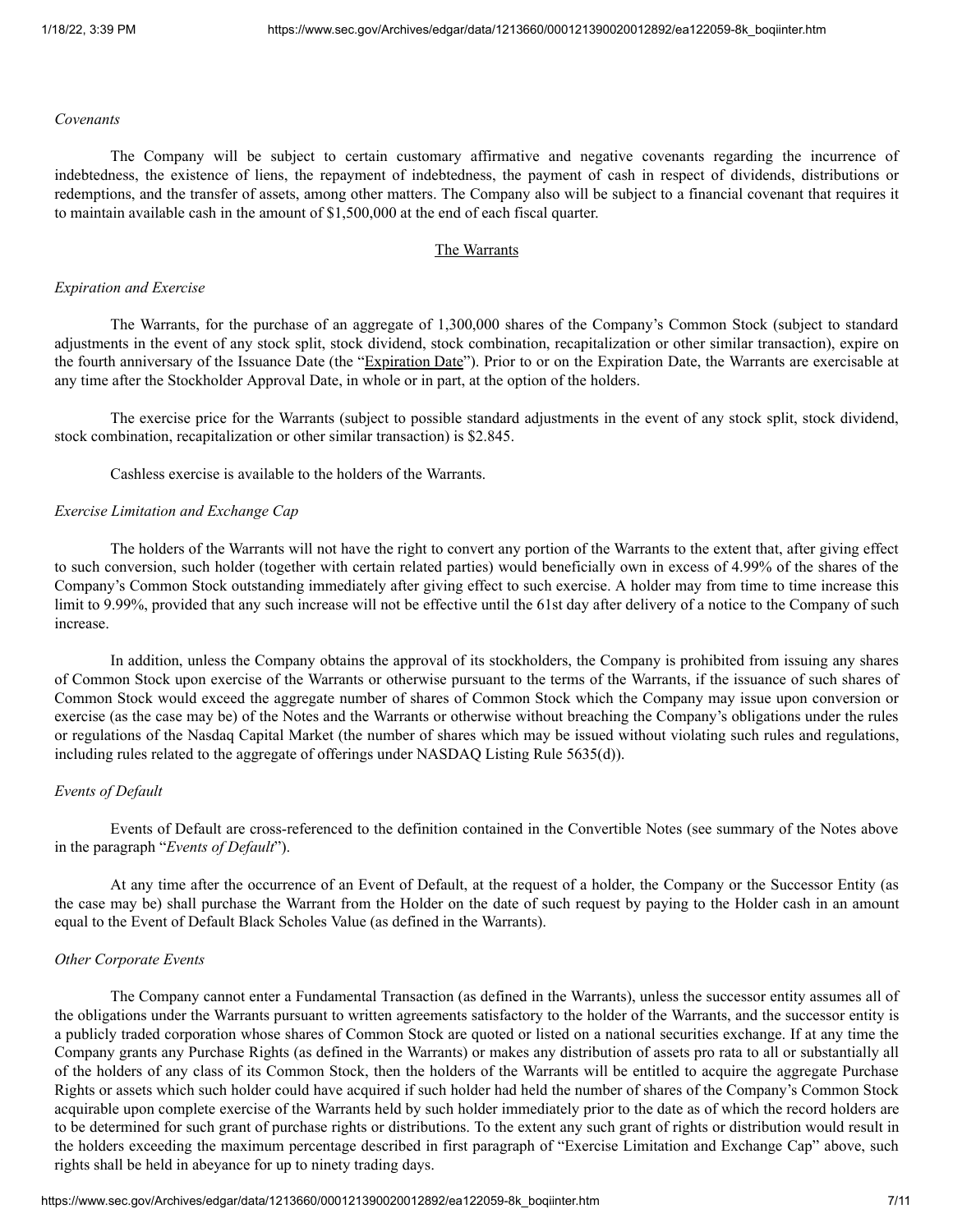*Covenants*

The Company will be subject to certain customary affirmative and negative covenants regarding the incurrence of indebtedness, the existence of liens, the repayment of indebtedness, the payment of cash in respect of dividends, distributions or redemptions, and the transfer of assets, among other matters. The Company also will be subject to a financial covenant that requires it to maintain available cash in the amount of $1,500,000 at the end of each fiscal quarter.

## The Warrants

*Expiration and Exercise*

The Warrants, for the purchase of an aggregate of 1,300,000 shares of the Company's Common Stock (subject to standard adjustments in the event of any stock split, stock dividend, stock combination, recapitalization or other similar transaction), expire on the fourth anniversary of the Issuance Date (the "Expiration Date"). Prior to or on the Expiration Date, the Warrants are exercisable at any time after the Stockholder Approval Date, in whole or in part, at the option of the holders.

The exercise price for the Warrants (subject to possible standard adjustments in the event of any stock split, stock dividend, stock combination, recapitalization or other similar transaction) is $2.845.

Cashless exercise is available to the holders of the Warrants.

*Exercise Limitation and Exchange Cap*

The holders of the Warrants will not have the right to convert any portion of the Warrants to the extent that, after giving effect to such conversion, such holder (together with certain related parties) would beneficially own in excess of 4.99% of the shares of the Company's Common Stock outstanding immediately after giving effect to such exercise. A holder may from time to time increase this limit to 9.99%, provided that any such increase will not be effective until the 61st day after delivery of a notice to the Company of such increase.

In addition, unless the Company obtains the approval of its stockholders, the Company is prohibited from issuing any shares of Common Stock upon exercise of the Warrants or otherwise pursuant to the terms of the Warrants, if the issuance of such shares of Common Stock would exceed the aggregate number of shares of Common Stock which the Company may issue upon conversion or exercise (as the case may be) of the Notes and the Warrants or otherwise without breaching the Company's obligations under the rules or regulations of the Nasdaq Capital Market (the number of shares which may be issued without violating such rules and regulations, including rules related to the aggregate of offerings under NASDAQ Listing Rule 5635(d)).

*Events of Default*

Events of Default are cross-referenced to the definition contained in the Convertible Notes (see summary of the Notes above in the paragraph "*Events of Default*").

At any time after the occurrence of an Event of Default, at the request of a holder, the Company or the Successor Entity (as the case may be) shall purchase the Warrant from the Holder on the date of such request by paying to the Holder cash in an amount equal to the Event of Default Black Scholes Value (as defined in the Warrants).

*Other Corporate Events*

The Company cannot enter a Fundamental Transaction (as defined in the Warrants), unless the successor entity assumes all of the obligations under the Warrants pursuant to written agreements satisfactory to the holder of the Warrants, and the successor entity is a publicly traded corporation whose shares of Common Stock are quoted or listed on a national securities exchange. If at any time the Company grants any Purchase Rights (as defined in the Warrants) or makes any distribution of assets pro rata to all or substantially all of the holders of any class of its Common Stock, then the holders of the Warrants will be entitled to acquire the aggregate Purchase Rights or assets which such holder could have acquired if such holder had held the number of shares of the Company's Common Stock acquirable upon complete exercise of the Warrants held by such holder immediately prior to the date as of which the record holders are to be determined for such grant of purchase rights or distributions. To the extent any such grant of rights or distribution would result in the holders exceeding the maximum percentage described in first paragraph of "Exercise Limitation and Exchange Cap" above, such rights shall be held in abeyance for up to ninety trading days.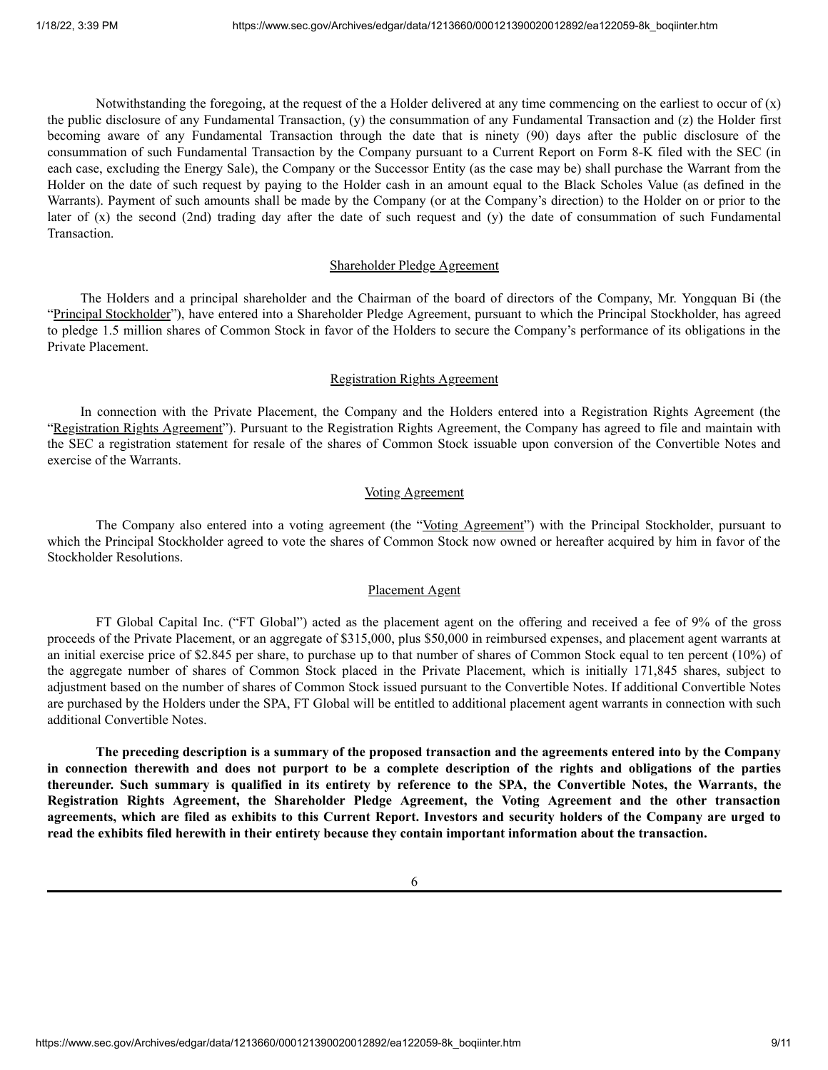Notwithstanding the foregoing, at the request of the a Holder delivered at any time commencing on the earliest to occur of (x) the public disclosure of any Fundamental Transaction, (y) the consummation of any Fundamental Transaction and (z) the Holder first becoming aware of any Fundamental Transaction through the date that is ninety (90) days after the public disclosure of the consummation of such Fundamental Transaction by the Company pursuant to a Current Report on Form 8-K filed with the SEC (in each case, excluding the Energy Sale), the Company or the Successor Entity (as the case may be) shall purchase the Warrant from the Holder on the date of such request by paying to the Holder cash in an amount equal to the Black Scholes Value (as defined in the Warrants). Payment of such amounts shall be made by the Company (or at the Company's direction) to the Holder on or prior to the later of (x) the second (2nd) trading day after the date of such request and (y) the date of consummation of such Fundamental Transaction.

Shareholder Pledge Agreement

The Holders and a principal shareholder and the Chairman of the board of directors of the Company, Mr. Yongquan Bi (the "Principal Stockholder"), have entered into a Shareholder Pledge Agreement, pursuant to which the Principal Stockholder, has agreed to pledge 1.5 million shares of Common Stock in favor of the Holders to secure the Company's performance of its obligations in the Private Placement.

Registration Rights Agreement

In connection with the Private Placement, the Company and the Holders entered into a Registration Rights Agreement (the "Registration Rights Agreement"). Pursuant to the Registration Rights Agreement, the Company has agreed to file and maintain with the SEC a registration statement for resale of the shares of Common Stock issuable upon conversion of the Convertible Notes and exercise of the Warrants.

Voting Agreement

The Company also entered into a voting agreement (the "Voting Agreement") with the Principal Stockholder, pursuant to which the Principal Stockholder agreed to vote the shares of Common Stock now owned or hereafter acquired by him in favor of the Stockholder Resolutions.

Placement Agent

FT Global Capital Inc. ("FT Global") acted as the placement agent on the offering and received a fee of 9% of the gross proceeds of the Private Placement, or an aggregate of $315,000, plus $50,000 in reimbursed expenses, and placement agent warrants at an initial exercise price of $2.845 per share, to purchase up to that number of shares of Common Stock equal to ten percent (10%) of the aggregate number of shares of Common Stock placed in the Private Placement, which is initially 171,845 shares, subject to adjustment based on the number of shares of Common Stock issued pursuant to the Convertible Notes. If additional Convertible Notes are purchased by the Holders under the SPA, FT Global will be entitled to additional placement agent warrants in connection with such additional Convertible Notes.

**The preceding description is a summary of the proposed transaction and the agreements entered into by the Company in connection therewith and does not purport to be a complete description of the rights and obligations of the parties thereunder. Such summary is qualified in its entirety by reference to the SPA, the Convertible Notes, the Warrants, the Registration Rights Agreement, the Shareholder Pledge Agreement, the Voting Agreement and the other transaction agreements, which are filed as exhibits to this Current Report. Investors and security holders of the Company are urged to read the exhibits filed herewith in their entirety because they contain important information about the transaction.**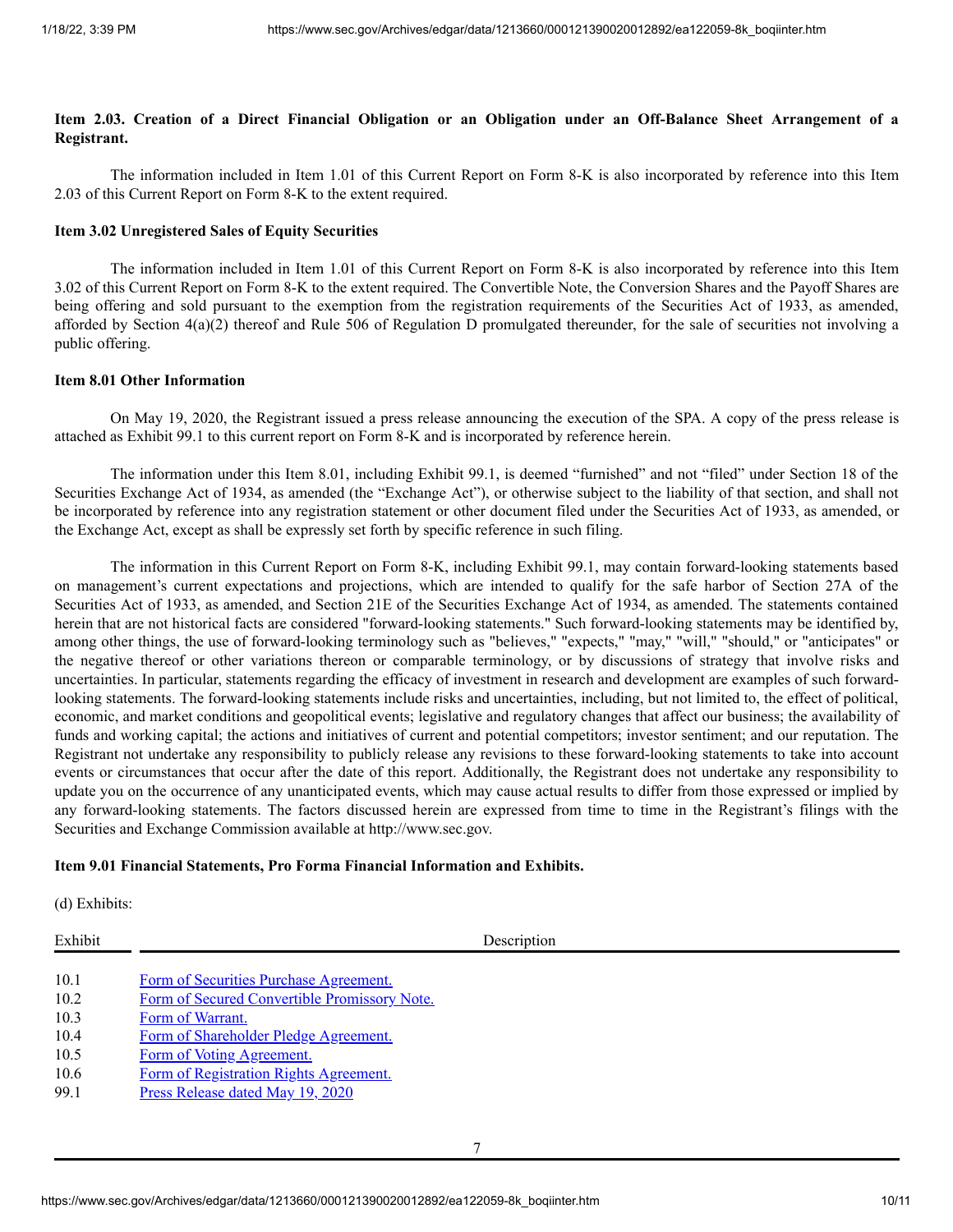**Item 2.03. Creation of a Direct Financial Obligation or an Obligation under an Off-Balance Sheet Arrangement of a Registrant.**

The information included in Item 1.01 of this Current Report on Form 8-K is also incorporated by reference into this Item 2.03 of this Current Report on Form 8-K to the extent required.

**Item 3.02 Unregistered Sales of Equity Securities**

The information included in Item 1.01 of this Current Report on Form 8-K is also incorporated by reference into this Item 3.02 of this Current Report on Form 8-K to the extent required. The Convertible Note, the Conversion Shares and the Payoff Shares are being offering and sold pursuant to the exemption from the registration requirements of the Securities Act of 1933, as amended, afforded by Section 4(a)(2) thereof and Rule 506 of Regulation D promulgated thereunder, for the sale of securities not involving a public offering.

**Item 8.01 Other Information**

On May 19, 2020, the Registrant issued a press release announcing the execution of the SPA. A copy of the press release is attached as Exhibit 99.1 to this current report on Form 8-K and is incorporated by reference herein.

The information under this Item 8.01, including Exhibit 99.1, is deemed "furnished" and not "filed" under Section 18 of the Securities Exchange Act of 1934, as amended (the "Exchange Act"), or otherwise subject to the liability of that section, and shall not be incorporated by reference into any registration statement or other document filed under the Securities Act of 1933, as amended, or the Exchange Act, except as shall be expressly set forth by specific reference in such filing.

The information in this Current Report on Form 8-K, including Exhibit 99.1, may contain forward-looking statements based on management's current expectations and projections, which are intended to qualify for the safe harbor of Section 27A of the Securities Act of 1933, as amended, and Section 21E of the Securities Exchange Act of 1934, as amended. The statements contained herein that are not historical facts are considered "forward-looking statements." Such forward-looking statements may be identified by, among other things, the use of forward-looking terminology such as "believes," "expects," "may," "will," "should," or "anticipates" or the negative thereof or other variations thereon or comparable terminology, or by discussions of strategy that involve risks and uncertainties. In particular, statements regarding the efficacy of investment in research and development are examples of such forward-looking statements. The forward-looking statements include risks and uncertainties, including, but not limited to, the effect of political, economic, and market conditions and geopolitical events; legislative and regulatory changes that affect our business; the availability of funds and working capital; the actions and initiatives of current and potential competitors; investor sentiment; and our reputation. The Registrant not undertake any responsibility to publicly release any revisions to these forward-looking statements to take into account events or circumstances that occur after the date of this report. Additionally, the Registrant does not undertake any responsibility to update you on the occurrence of any unanticipated events, which may cause actual results to differ from those expressed or implied by any forward-looking statements. The factors discussed herein are expressed from time to time in the Registrant's filings with the Securities and Exchange Commission available at http://www.sec.gov.

**Item 9.01 Financial Statements, Pro Forma Financial Information and Exhibits.**

(d) Exhibits:

| Exhibit | Description |
|---|---|
| 10.1 | Form of Securities Purchase Agreement. |
| 10.2 | Form of Secured Convertible Promissory Note. |
| 10.3 | Form of Warrant. |
| 10.4 | Form of Shareholder Pledge Agreement. |
| 10.5 | Form of Voting Agreement. |
| 10.6 | Form of Registration Rights Agreement. |
| 99.1 | Press Release dated May 19, 2020 |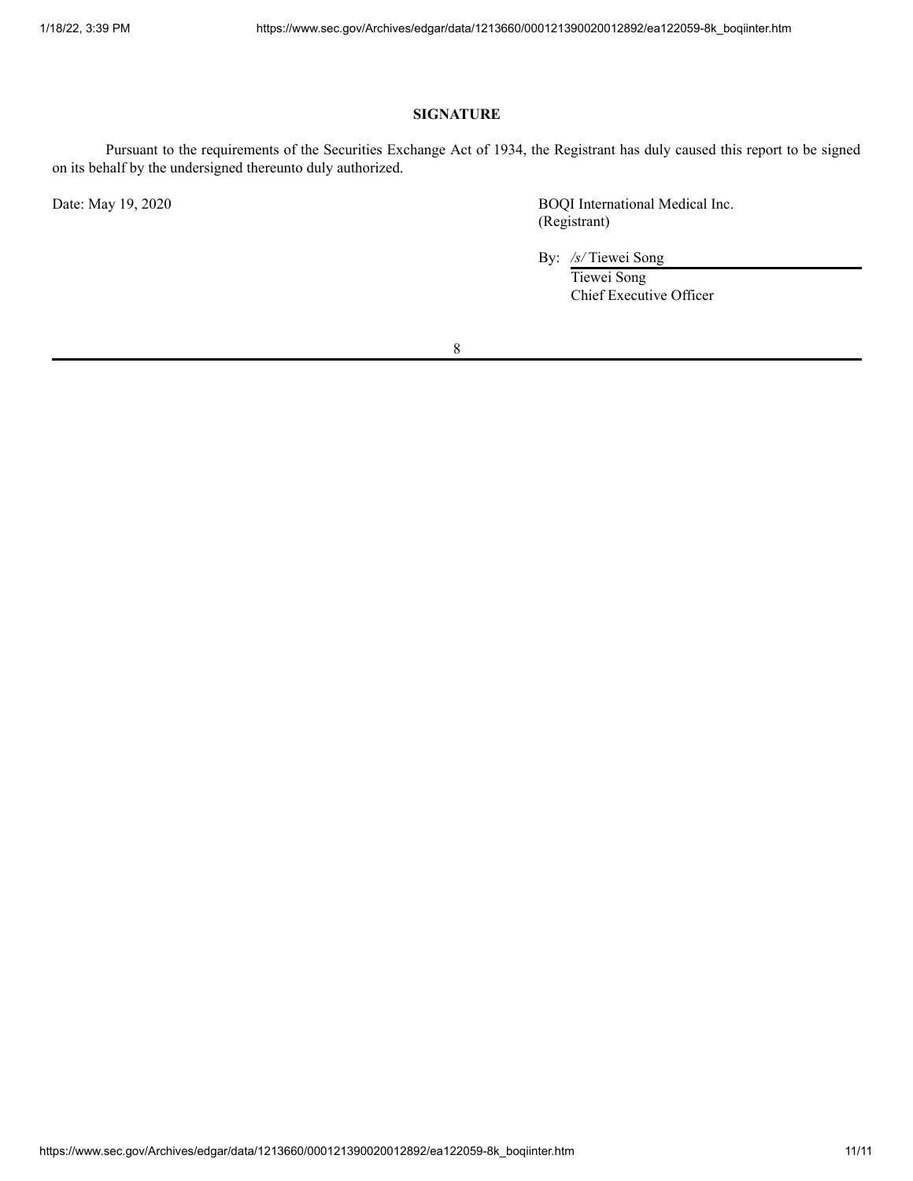**SIGNATURE**

Pursuant to the requirements of the Securities Exchange Act of 1934, the Registrant has duly caused this report to be signed on its behalf by the undersigned thereunto duly authorized.

Date: May 19, 2020

BOQI International Medical Inc.
(Registrant)

By: */s/* Tiewei Song
Tiewei Song
Chief Executive Officer